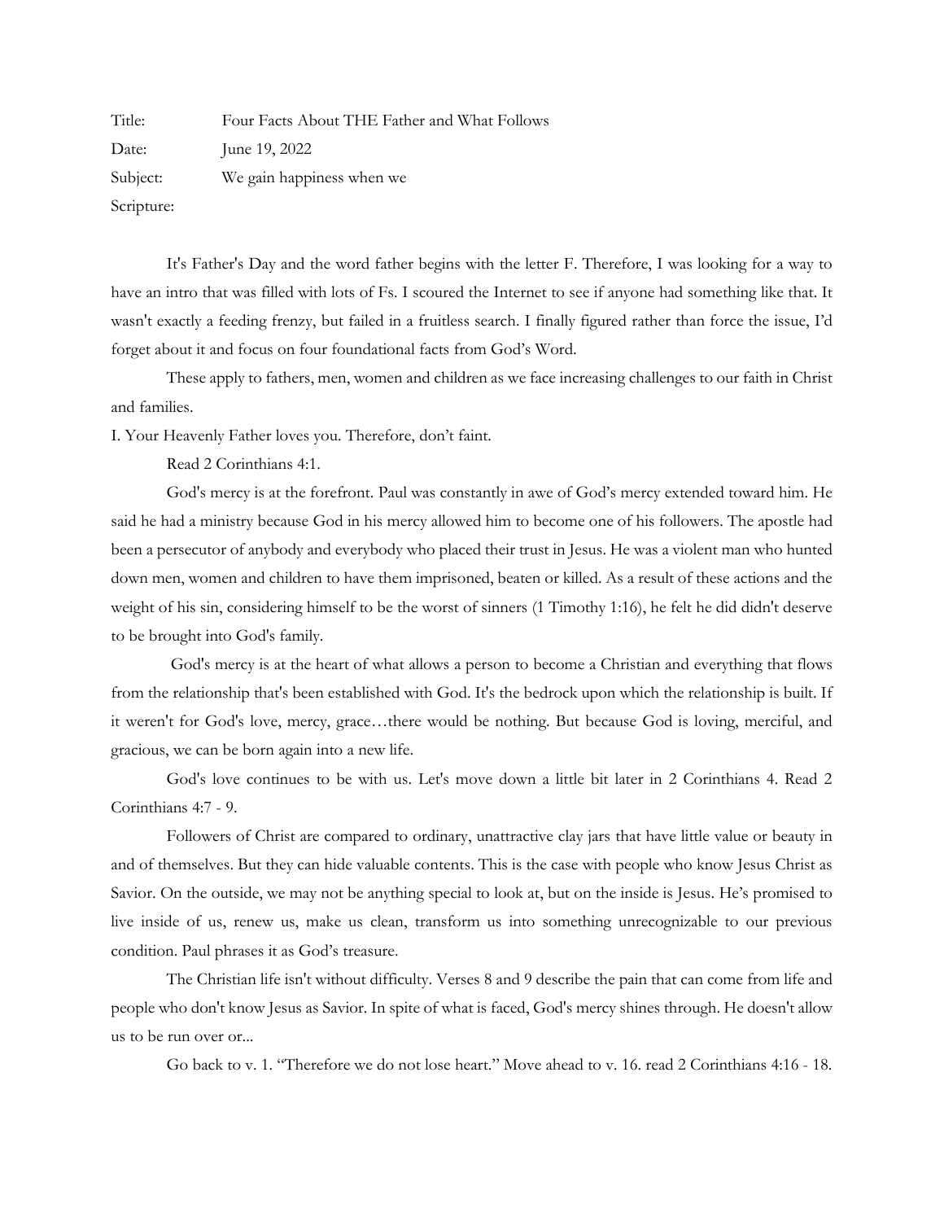Title: Four Facts About THE Father and What Follows

Date: June 19, 2022

Subject: We gain happiness when we

Scripture:

It's Father's Day and the word father begins with the letter F. Therefore, I was looking for a way to have an intro that was filled with lots of Fs. I scoured the Internet to see if anyone had something like that. It wasn't exactly a feeding frenzy, but failed in a fruitless search. I finally figured rather than force the issue, I'd forget about it and focus on four foundational facts from God's Word.

These apply to fathers, men, women and children as we face increasing challenges to our faith in Christ and families.

I. Your Heavenly Father loves you. Therefore, don't faint.

Read 2 Corinthians 4:1.

God's mercy is at the forefront. Paul was constantly in awe of God's mercy extended toward him. He said he had a ministry because God in his mercy allowed him to become one of his followers. The apostle had been a persecutor of anybody and everybody who placed their trust in Jesus. He was a violent man who hunted down men, women and children to have them imprisoned, beaten or killed. As a result of these actions and the weight of his sin, considering himself to be the worst of sinners (1 Timothy 1:16), he felt he did didn't deserve to be brought into God's family.

God's mercy is at the heart of what allows a person to become a Christian and everything that flows from the relationship that's been established with God. It's the bedrock upon which the relationship is built. If it weren't for God's love, mercy, grace…there would be nothing. But because God is loving, merciful, and gracious, we can be born again into a new life.

God's love continues to be with us. Let's move down a little bit later in 2 Corinthians 4. Read 2 Corinthians 4:7 - 9.

Followers of Christ are compared to ordinary, unattractive clay jars that have little value or beauty in and of themselves. But they can hide valuable contents. This is the case with people who know Jesus Christ as Savior. On the outside, we may not be anything special to look at, but on the inside is Jesus. He's promised to live inside of us, renew us, make us clean, transform us into something unrecognizable to our previous condition. Paul phrases it as God's treasure.

The Christian life isn't without difficulty. Verses 8 and 9 describe the pain that can come from life and people who don't know Jesus as Savior. In spite of what is faced, God's mercy shines through. He doesn't allow us to be run over or...

Go back to v. 1. "Therefore we do not lose heart." Move ahead to v. 16. read 2 Corinthians 4:16 - 18.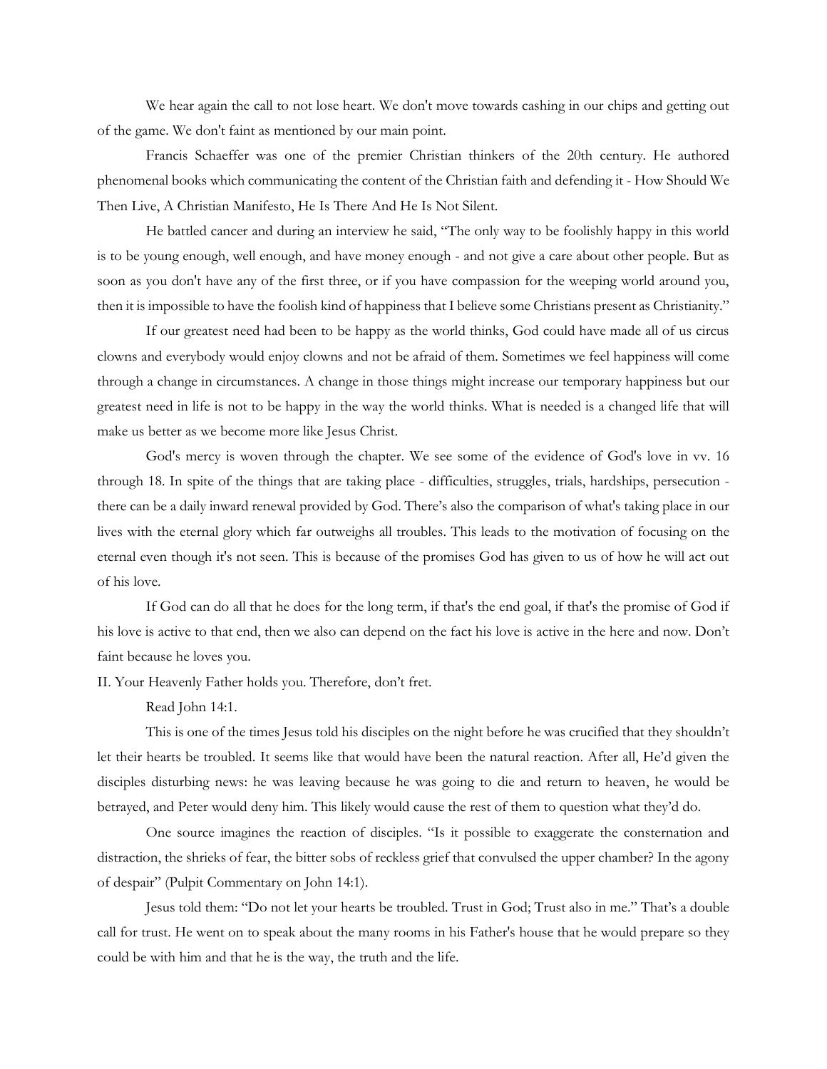We hear again the call to not lose heart. We don't move towards cashing in our chips and getting out of the game. We don't faint as mentioned by our main point.

Francis Schaeffer was one of the premier Christian thinkers of the 20th century. He authored phenomenal books which communicating the content of the Christian faith and defending it - How Should We Then Live, A Christian Manifesto, He Is There And He Is Not Silent.

He battled cancer and during an interview he said, "The only way to be foolishly happy in this world is to be young enough, well enough, and have money enough - and not give a care about other people. But as soon as you don't have any of the first three, or if you have compassion for the weeping world around you, then it is impossible to have the foolish kind of happiness that I believe some Christians present as Christianity."

If our greatest need had been to be happy as the world thinks, God could have made all of us circus clowns and everybody would enjoy clowns and not be afraid of them. Sometimes we feel happiness will come through a change in circumstances. A change in those things might increase our temporary happiness but our greatest need in life is not to be happy in the way the world thinks. What is needed is a changed life that will make us better as we become more like Jesus Christ.

God's mercy is woven through the chapter. We see some of the evidence of God's love in vv. 16 through 18. In spite of the things that are taking place - difficulties, struggles, trials, hardships, persecution - there can be a daily inward renewal provided by God. There's also the comparison of what's taking place in our lives with the eternal glory which far outweighs all troubles. This leads to the motivation of focusing on the eternal even though it's not seen. This is because of the promises God has given to us of how he will act out of his love.

If God can do all that he does for the long term, if that's the end goal, if that's the promise of God if his love is active to that end, then we also can depend on the fact his love is active in the here and now. Don't faint because he loves you.

II. Your Heavenly Father holds you. Therefore, don't fret.

Read John 14:1.

This is one of the times Jesus told his disciples on the night before he was crucified that they shouldn't let their hearts be troubled. It seems like that would have been the natural reaction. After all, He'd given the disciples disturbing news: he was leaving because he was going to die and return to heaven, he would be betrayed, and Peter would deny him. This likely would cause the rest of them to question what they'd do.

One source imagines the reaction of disciples. "Is it possible to exaggerate the consternation and distraction, the shrieks of fear, the bitter sobs of reckless grief that convulsed the upper chamber? In the agony of despair" (Pulpit Commentary on John 14:1).

Jesus told them: "Do not let your hearts be troubled. Trust in God; Trust also in me." That's a double call for trust. He went on to speak about the many rooms in his Father's house that he would prepare so they could be with him and that he is the way, the truth and the life.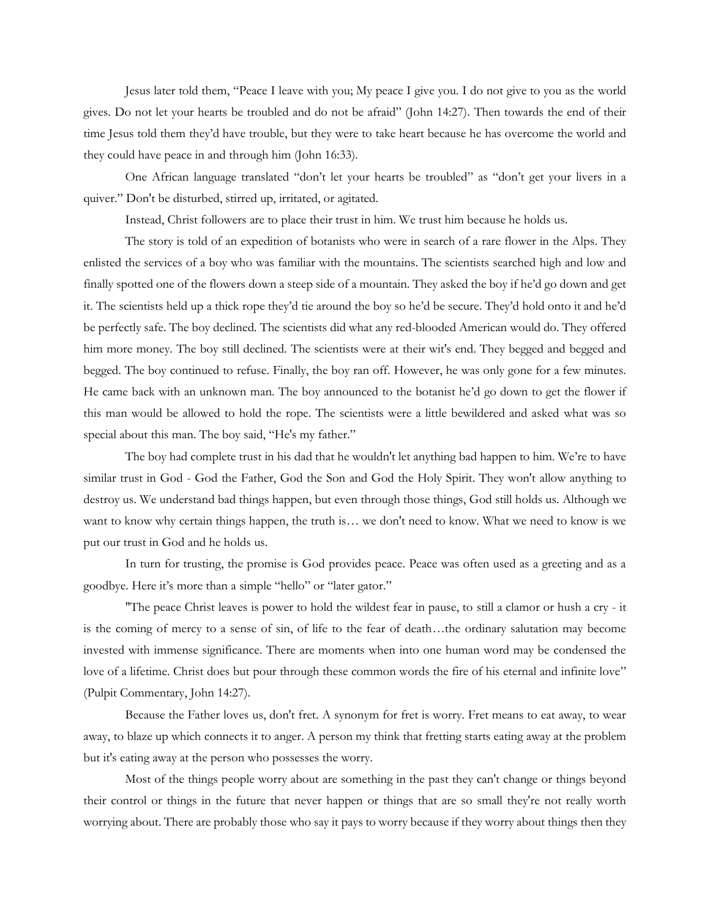Jesus later told them, "Peace I leave with you; My peace I give you. I do not give to you as the world gives. Do not let your hearts be troubled and do not be afraid" (John 14:27). Then towards the end of their time Jesus told them they'd have trouble, but they were to take heart because he has overcome the world and they could have peace in and through him (John 16:33).

One African language translated "don't let your hearts be troubled" as "don't get your livers in a quiver." Don't be disturbed, stirred up, irritated, or agitated.

Instead, Christ followers are to place their trust in him. We trust him because he holds us.

The story is told of an expedition of botanists who were in search of a rare flower in the Alps. They enlisted the services of a boy who was familiar with the mountains. The scientists searched high and low and finally spotted one of the flowers down a steep side of a mountain. They asked the boy if he'd go down and get it. The scientists held up a thick rope they'd tie around the boy so he'd be secure. They'd hold onto it and he'd be perfectly safe. The boy declined. The scientists did what any red-blooded American would do. They offered him more money. The boy still declined. The scientists were at their wit's end. They begged and begged and begged. The boy continued to refuse. Finally, the boy ran off. However, he was only gone for a few minutes. He came back with an unknown man. The boy announced to the botanist he'd go down to get the flower if this man would be allowed to hold the rope. The scientists were a little bewildered and asked what was so special about this man. The boy said, "He's my father."

The boy had complete trust in his dad that he wouldn't let anything bad happen to him. We're to have similar trust in God - God the Father, God the Son and God the Holy Spirit. They won't allow anything to destroy us. We understand bad things happen, but even through those things, God still holds us. Although we want to know why certain things happen, the truth is… we don't need to know. What we need to know is we put our trust in God and he holds us.

In turn for trusting, the promise is God provides peace. Peace was often used as a greeting and as a goodbye. Here it's more than a simple "hello" or "later gator."

"The peace Christ leaves is power to hold the wildest fear in pause, to still a clamor or hush a cry - it is the coming of mercy to a sense of sin, of life to the fear of death…the ordinary salutation may become invested with immense significance. There are moments when into one human word may be condensed the love of a lifetime. Christ does but pour through these common words the fire of his eternal and infinite love" (Pulpit Commentary, John 14:27).

Because the Father loves us, don't fret. A synonym for fret is worry. Fret means to eat away, to wear away, to blaze up which connects it to anger. A person my think that fretting starts eating away at the problem but it's eating away at the person who possesses the worry.

Most of the things people worry about are something in the past they can't change or things beyond their control or things in the future that never happen or things that are so small they're not really worth worrying about. There are probably those who say it pays to worry because if they worry about things then they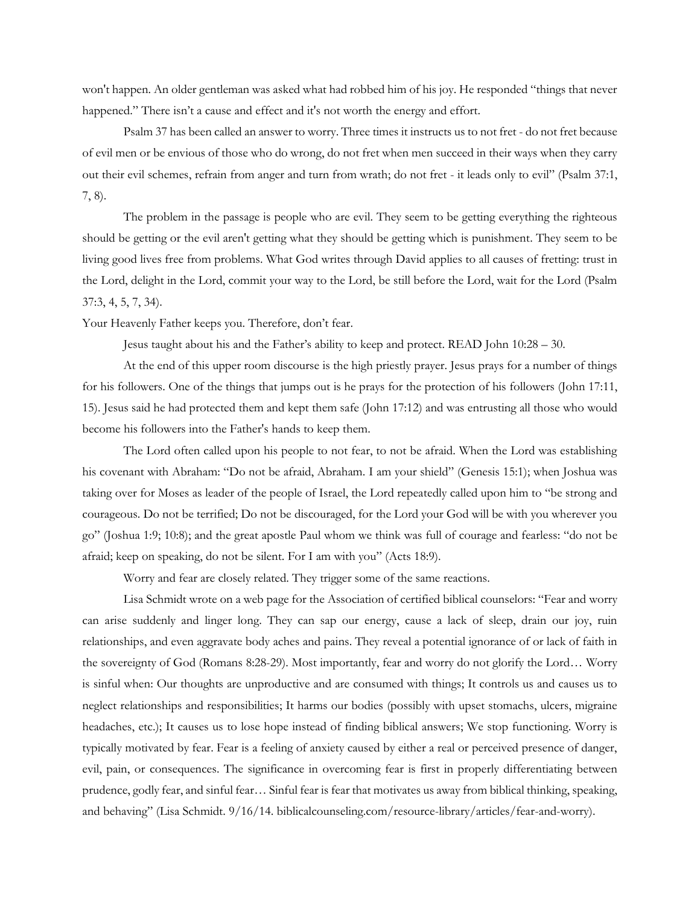won't happen. An older gentleman was asked what had robbed him of his joy. He responded "things that never happened." There isn't a cause and effect and it's not worth the energy and effort.

Psalm 37 has been called an answer to worry. Three times it instructs us to not fret - do not fret because of evil men or be envious of those who do wrong, do not fret when men succeed in their ways when they carry out their evil schemes, refrain from anger and turn from wrath; do not fret - it leads only to evil" (Psalm 37:1, 7, 8).

The problem in the passage is people who are evil. They seem to be getting everything the righteous should be getting or the evil aren't getting what they should be getting which is punishment. They seem to be living good lives free from problems. What God writes through David applies to all causes of fretting: trust in the Lord, delight in the Lord, commit your way to the Lord, be still before the Lord, wait for the Lord (Psalm 37:3, 4, 5, 7, 34).

Your Heavenly Father keeps you. Therefore, don't fear.

Jesus taught about his and the Father's ability to keep and protect. READ John 10:28 – 30.

At the end of this upper room discourse is the high priestly prayer. Jesus prays for a number of things for his followers. One of the things that jumps out is he prays for the protection of his followers (John 17:11, 15). Jesus said he had protected them and kept them safe (John 17:12) and was entrusting all those who would become his followers into the Father's hands to keep them.

The Lord often called upon his people to not fear, to not be afraid. When the Lord was establishing his covenant with Abraham: "Do not be afraid, Abraham. I am your shield" (Genesis 15:1); when Joshua was taking over for Moses as leader of the people of Israel, the Lord repeatedly called upon him to "be strong and courageous. Do not be terrified; Do not be discouraged, for the Lord your God will be with you wherever you go" (Joshua 1:9; 10:8); and the great apostle Paul whom we think was full of courage and fearless: "do not be afraid; keep on speaking, do not be silent. For I am with you" (Acts 18:9).

Worry and fear are closely related. They trigger some of the same reactions.

Lisa Schmidt wrote on a web page for the Association of certified biblical counselors: "Fear and worry can arise suddenly and linger long. They can sap our energy, cause a lack of sleep, drain our joy, ruin relationships, and even aggravate body aches and pains. They reveal a potential ignorance of or lack of faith in the sovereignty of God (Romans 8:28-29). Most importantly, fear and worry do not glorify the Lord… Worry is sinful when: Our thoughts are unproductive and are consumed with things; It controls us and causes us to neglect relationships and responsibilities; It harms our bodies (possibly with upset stomachs, ulcers, migraine headaches, etc.); It causes us to lose hope instead of finding biblical answers; We stop functioning. Worry is typically motivated by fear. Fear is a feeling of anxiety caused by either a real or perceived presence of danger, evil, pain, or consequences. The significance in overcoming fear is first in properly differentiating between prudence, godly fear, and sinful fear… Sinful fear is fear that motivates us away from biblical thinking, speaking, and behaving" (Lisa Schmidt. 9/16/14. biblicalcounseling.com/resource-library/articles/fear-and-worry).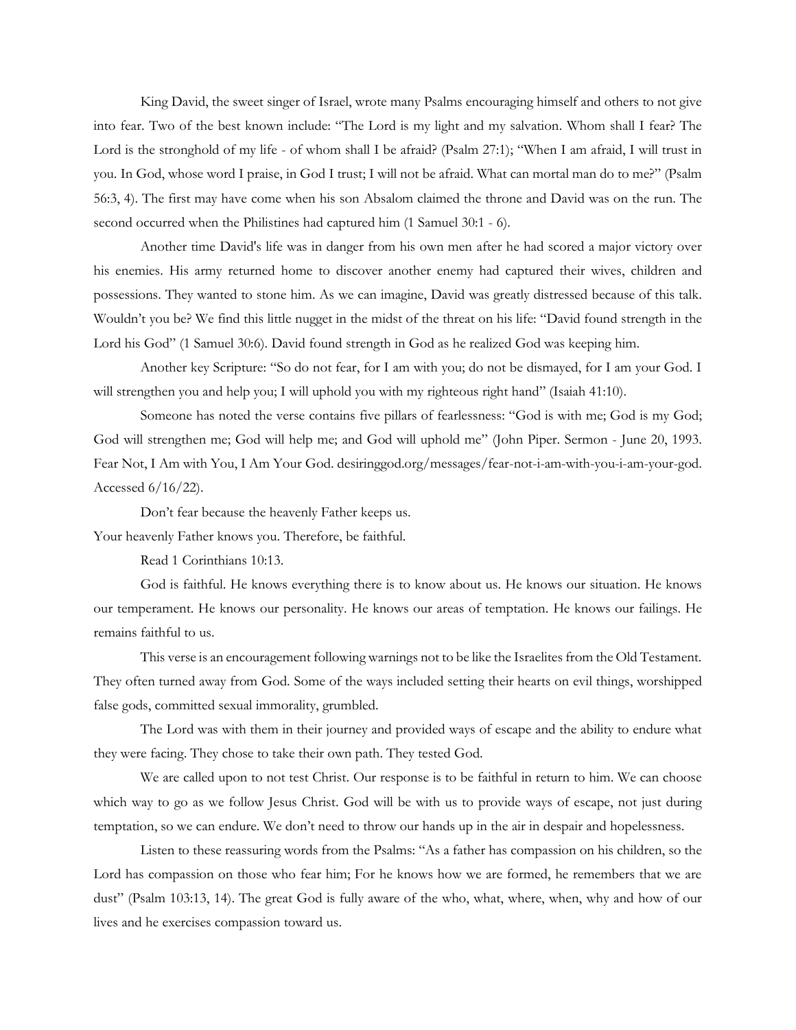King David, the sweet singer of Israel, wrote many Psalms encouraging himself and others to not give into fear. Two of the best known include: "The Lord is my light and my salvation. Whom shall I fear? The Lord is the stronghold of my life - of whom shall I be afraid? (Psalm 27:1); "When I am afraid, I will trust in you. In God, whose word I praise, in God I trust; I will not be afraid. What can mortal man do to me?" (Psalm 56:3, 4). The first may have come when his son Absalom claimed the throne and David was on the run. The second occurred when the Philistines had captured him (1 Samuel 30:1 - 6).

Another time David's life was in danger from his own men after he had scored a major victory over his enemies. His army returned home to discover another enemy had captured their wives, children and possessions. They wanted to stone him. As we can imagine, David was greatly distressed because of this talk. Wouldn't you be? We find this little nugget in the midst of the threat on his life: "David found strength in the Lord his God" (1 Samuel 30:6). David found strength in God as he realized God was keeping him.

Another key Scripture: "So do not fear, for I am with you; do not be dismayed, for I am your God. I will strengthen you and help you; I will uphold you with my righteous right hand" (Isaiah 41:10).

Someone has noted the verse contains five pillars of fearlessness: "God is with me; God is my God; God will strengthen me; God will help me; and God will uphold me" (John Piper. Sermon - June 20, 1993. Fear Not, I Am with You, I Am Your God. desiringgod.org/messages/fear-not-i-am-with-you-i-am-your-god. Accessed 6/16/22).

Don't fear because the heavenly Father keeps us.

Your heavenly Father knows you. Therefore, be faithful.

Read 1 Corinthians 10:13.

God is faithful. He knows everything there is to know about us. He knows our situation. He knows our temperament. He knows our personality. He knows our areas of temptation. He knows our failings. He remains faithful to us.

This verse is an encouragement following warnings not to be like the Israelites from the Old Testament. They often turned away from God. Some of the ways included setting their hearts on evil things, worshipped false gods, committed sexual immorality, grumbled.

The Lord was with them in their journey and provided ways of escape and the ability to endure what they were facing. They chose to take their own path. They tested God.

We are called upon to not test Christ. Our response is to be faithful in return to him. We can choose which way to go as we follow Jesus Christ. God will be with us to provide ways of escape, not just during temptation, so we can endure. We don't need to throw our hands up in the air in despair and hopelessness.

Listen to these reassuring words from the Psalms: "As a father has compassion on his children, so the Lord has compassion on those who fear him; For he knows how we are formed, he remembers that we are dust" (Psalm 103:13, 14). The great God is fully aware of the who, what, where, when, why and how of our lives and he exercises compassion toward us.